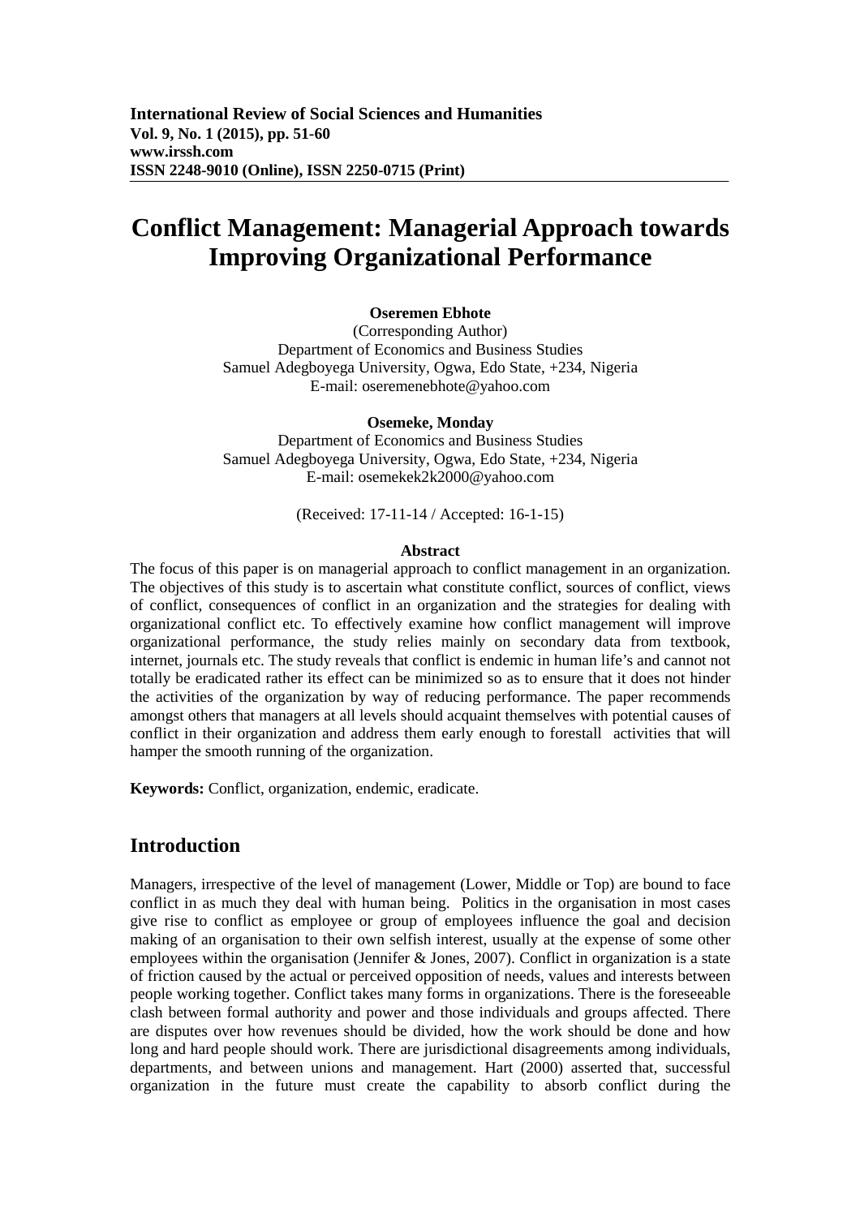**International Review of Social Sciences and Humanities**
**Vol. 9, No. 1 (2015), pp. 51-60**
**www.irssh.com**
**ISSN 2248-9010 (Online), ISSN 2250-0715 (Print)**

# Conflict Management: Managerial Approach towards Improving Organizational Performance

**Oseremen Ebhote**
(Corresponding Author)
Department of Economics and Business Studies
Samuel Adegboyega University, Ogwa, Edo State, +234, Nigeria
E-mail: oseremenebhote@yahoo.com

**Osemeke, Monday**
Department of Economics and Business Studies
Samuel Adegboyega University, Ogwa, Edo State, +234, Nigeria
E-mail: osemekek2k2000@yahoo.com

(Received: 17-11-14 / Accepted: 16-1-15)

### Abstract

The focus of this paper is on managerial approach to conflict management in an organization. The objectives of this study is to ascertain what constitute conflict, sources of conflict, views of conflict, consequences of conflict in an organization and the strategies for dealing with organizational conflict etc. To effectively examine how conflict management will improve organizational performance, the study relies mainly on secondary data from textbook, internet, journals etc. The study reveals that conflict is endemic in human life's and cannot not totally be eradicated rather its effect can be minimized so as to ensure that it does not hinder the activities of the organization by way of reducing performance. The paper recommends amongst others that managers at all levels should acquaint themselves with potential causes of conflict in their organization and address them early enough to forestall activities that will hamper the smooth running of the organization.

**Keywords:** Conflict, organization, endemic, eradicate.

## Introduction

Managers, irrespective of the level of management (Lower, Middle or Top) are bound to face conflict in as much they deal with human being. Politics in the organisation in most cases give rise to conflict as employee or group of employees influence the goal and decision making of an organisation to their own selfish interest, usually at the expense of some other employees within the organisation (Jennifer & Jones, 2007). Conflict in organization is a state of friction caused by the actual or perceived opposition of needs, values and interests between people working together. Conflict takes many forms in organizations. There is the foreseeable clash between formal authority and power and those individuals and groups affected. There are disputes over how revenues should be divided, how the work should be done and how long and hard people should work. There are jurisdictional disagreements among individuals, departments, and between unions and management. Hart (2000) asserted that, successful organization in the future must create the capability to absorb conflict during the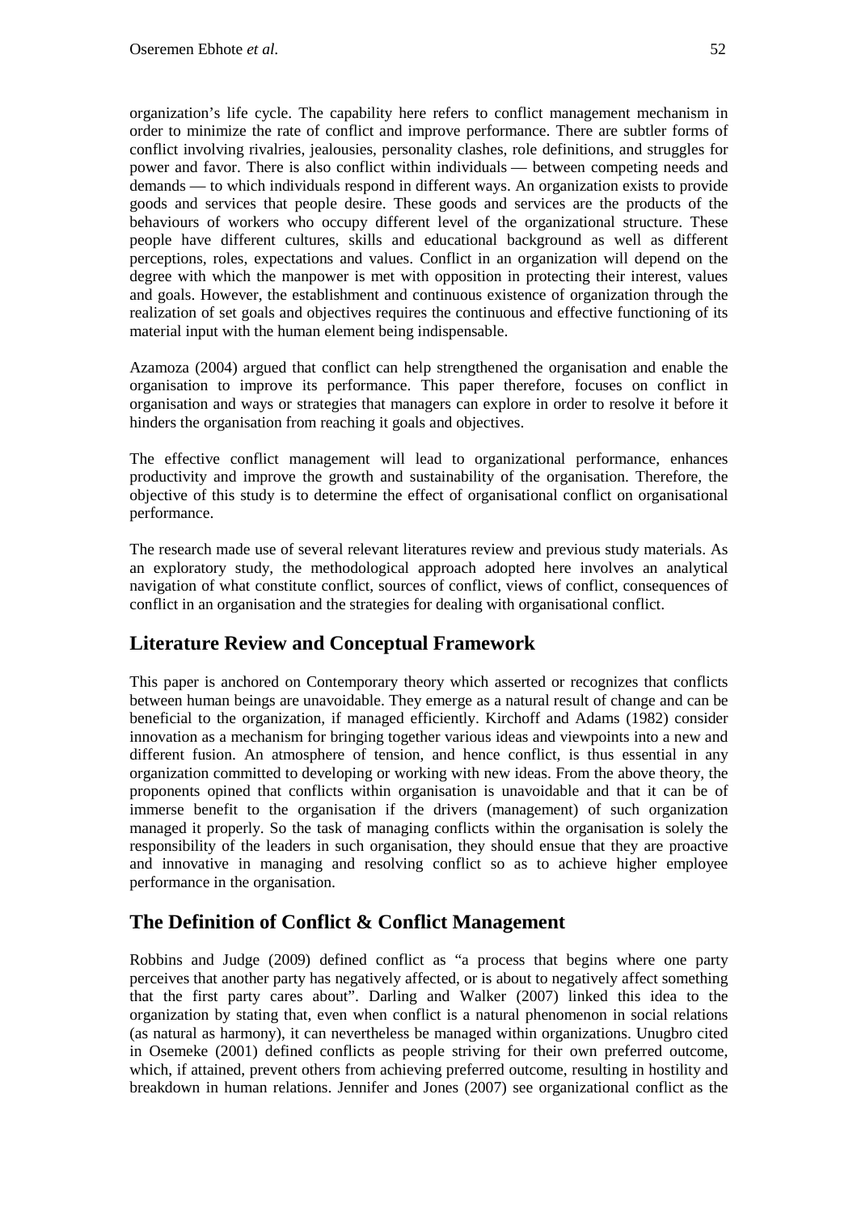organization's life cycle. The capability here refers to conflict management mechanism in order to minimize the rate of conflict and improve performance. There are subtler forms of conflict involving rivalries, jealousies, personality clashes, role definitions, and struggles for power and favor. There is also conflict within individuals — between competing needs and demands — to which individuals respond in different ways. An organization exists to provide goods and services that people desire. These goods and services are the products of the behaviours of workers who occupy different level of the organizational structure. These people have different cultures, skills and educational background as well as different perceptions, roles, expectations and values. Conflict in an organization will depend on the degree with which the manpower is met with opposition in protecting their interest, values and goals. However, the establishment and continuous existence of organization through the realization of set goals and objectives requires the continuous and effective functioning of its material input with the human element being indispensable.

Azamoza (2004) argued that conflict can help strengthened the organisation and enable the organisation to improve its performance. This paper therefore, focuses on conflict in organisation and ways or strategies that managers can explore in order to resolve it before it hinders the organisation from reaching it goals and objectives.

The effective conflict management will lead to organizational performance, enhances productivity and improve the growth and sustainability of the organisation. Therefore, the objective of this study is to determine the effect of organisational conflict on organisational performance.

The research made use of several relevant literatures review and previous study materials. As an exploratory study, the methodological approach adopted here involves an analytical navigation of what constitute conflict, sources of conflict, views of conflict, consequences of conflict in an organisation and the strategies for dealing with organisational conflict.

## Literature Review and Conceptual Framework

This paper is anchored on Contemporary theory which asserted or recognizes that conflicts between human beings are unavoidable. They emerge as a natural result of change and can be beneficial to the organization, if managed efficiently. Kirchoff and Adams (1982) consider innovation as a mechanism for bringing together various ideas and viewpoints into a new and different fusion. An atmosphere of tension, and hence conflict, is thus essential in any organization committed to developing or working with new ideas. From the above theory, the proponents opined that conflicts within organisation is unavoidable and that it can be of immerse benefit to the organisation if the drivers (management) of such organization managed it properly. So the task of managing conflicts within the organisation is solely the responsibility of the leaders in such organisation, they should ensue that they are proactive and innovative in managing and resolving conflict so as to achieve higher employee performance in the organisation.

## The Definition of Conflict & Conflict Management

Robbins and Judge (2009) defined conflict as "a process that begins where one party perceives that another party has negatively affected, or is about to negatively affect something that the first party cares about". Darling and Walker (2007) linked this idea to the organization by stating that, even when conflict is a natural phenomenon in social relations (as natural as harmony), it can nevertheless be managed within organizations. Unugbro cited in Osemeke (2001) defined conflicts as people striving for their own preferred outcome, which, if attained, prevent others from achieving preferred outcome, resulting in hostility and breakdown in human relations. Jennifer and Jones (2007) see organizational conflict as the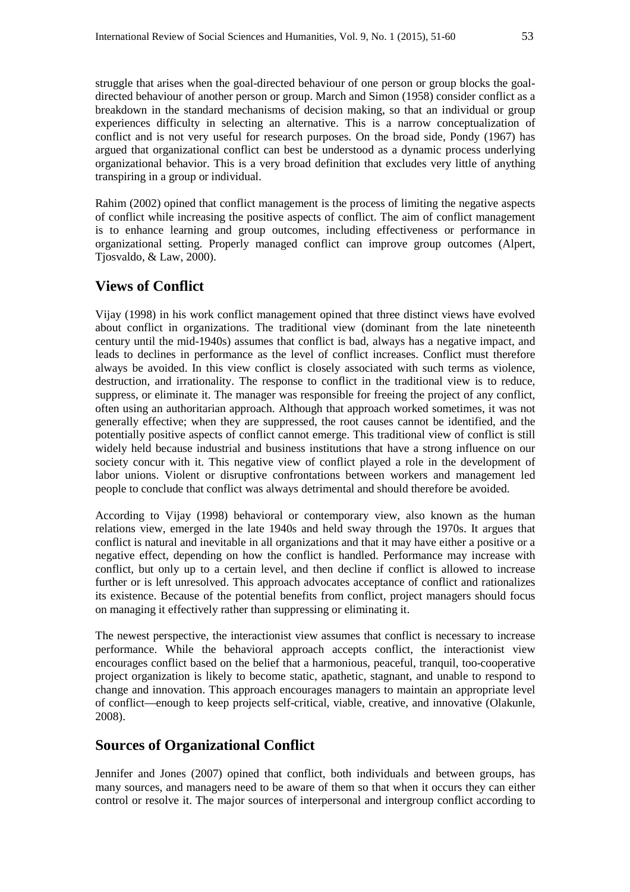struggle that arises when the goal-directed behaviour of one person or group blocks the goal-directed behaviour of another person or group. March and Simon (1958) consider conflict as a breakdown in the standard mechanisms of decision making, so that an individual or group experiences difficulty in selecting an alternative. This is a narrow conceptualization of conflict and is not very useful for research purposes. On the broad side, Pondy (1967) has argued that organizational conflict can best be understood as a dynamic process underlying organizational behavior. This is a very broad definition that excludes very little of anything transpiring in a group or individual.

Rahim (2002) opined that conflict management is the process of limiting the negative aspects of conflict while increasing the positive aspects of conflict. The aim of conflict management is to enhance learning and group outcomes, including effectiveness or performance in organizational setting. Properly managed conflict can improve group outcomes (Alpert, Tjosvaldo, & Law, 2000).

## Views of Conflict

Vijay (1998) in his work conflict management opined that three distinct views have evolved about conflict in organizations. The traditional view (dominant from the late nineteenth century until the mid-1940s) assumes that conflict is bad, always has a negative impact, and leads to declines in performance as the level of conflict increases. Conflict must therefore always be avoided. In this view conflict is closely associated with such terms as violence, destruction, and irrationality. The response to conflict in the traditional view is to reduce, suppress, or eliminate it. The manager was responsible for freeing the project of any conflict, often using an authoritarian approach. Although that approach worked sometimes, it was not generally effective; when they are suppressed, the root causes cannot be identified, and the potentially positive aspects of conflict cannot emerge. This traditional view of conflict is still widely held because industrial and business institutions that have a strong influence on our society concur with it. This negative view of conflict played a role in the development of labor unions. Violent or disruptive confrontations between workers and management led people to conclude that conflict was always detrimental and should therefore be avoided.

According to Vijay (1998) behavioral or contemporary view, also known as the human relations view, emerged in the late 1940s and held sway through the 1970s. It argues that conflict is natural and inevitable in all organizations and that it may have either a positive or a negative effect, depending on how the conflict is handled. Performance may increase with conflict, but only up to a certain level, and then decline if conflict is allowed to increase further or is left unresolved. This approach advocates acceptance of conflict and rationalizes its existence. Because of the potential benefits from conflict, project managers should focus on managing it effectively rather than suppressing or eliminating it.

The newest perspective, the interactionist view assumes that conflict is necessary to increase performance. While the behavioral approach accepts conflict, the interactionist view encourages conflict based on the belief that a harmonious, peaceful, tranquil, too-cooperative project organization is likely to become static, apathetic, stagnant, and unable to respond to change and innovation. This approach encourages managers to maintain an appropriate level of conflict—enough to keep projects self-critical, viable, creative, and innovative (Olakunle, 2008).

## Sources of Organizational Conflict

Jennifer and Jones (2007) opined that conflict, both individuals and between groups, has many sources, and managers need to be aware of them so that when it occurs they can either control or resolve it. The major sources of interpersonal and intergroup conflict according to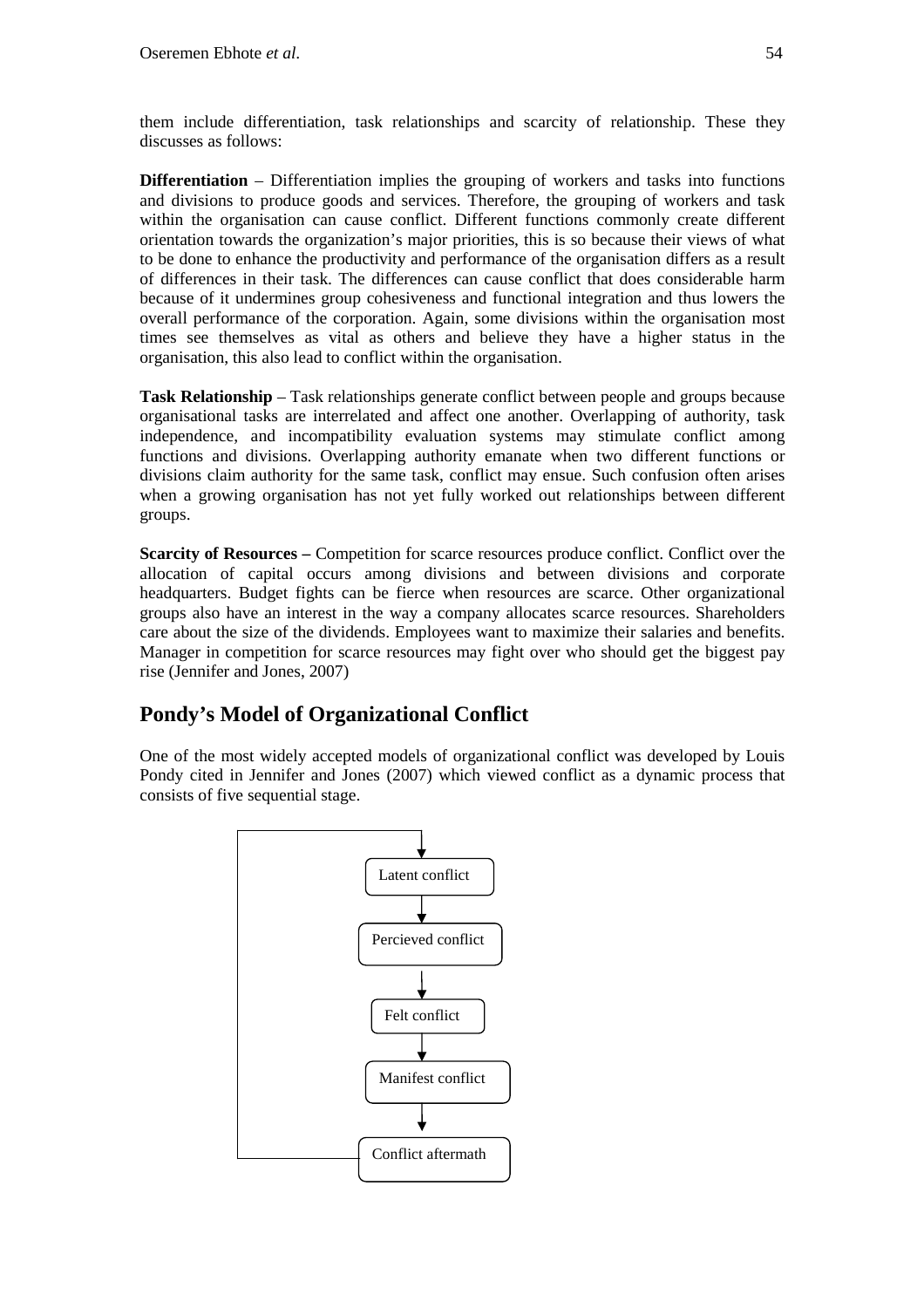them include differentiation, task relationships and scarcity of relationship. These they discusses as follows:

**Differentiation** – Differentiation implies the grouping of workers and tasks into functions and divisions to produce goods and services. Therefore, the grouping of workers and task within the organisation can cause conflict. Different functions commonly create different orientation towards the organization's major priorities, this is so because their views of what to be done to enhance the productivity and performance of the organisation differs as a result of differences in their task. The differences can cause conflict that does considerable harm because of it undermines group cohesiveness and functional integration and thus lowers the overall performance of the corporation. Again, some divisions within the organisation most times see themselves as vital as others and believe they have a higher status in the organisation, this also lead to conflict within the organisation.

**Task Relationship** – Task relationships generate conflict between people and groups because organisational tasks are interrelated and affect one another. Overlapping of authority, task independence, and incompatibility evaluation systems may stimulate conflict among functions and divisions. Overlapping authority emanate when two different functions or divisions claim authority for the same task, conflict may ensue. Such confusion often arises when a growing organisation has not yet fully worked out relationships between different groups.

**Scarcity of Resources –** Competition for scarce resources produce conflict. Conflict over the allocation of capital occurs among divisions and between divisions and corporate headquarters. Budget fights can be fierce when resources are scarce. Other organizational groups also have an interest in the way a company allocates scarce resources. Shareholders care about the size of the dividends. Employees want to maximize their salaries and benefits. Manager in competition for scarce resources may fight over who should get the biggest pay rise (Jennifer and Jones, 2007)

## Pondy's Model of Organizational Conflict

One of the most widely accepted models of organizational conflict was developed by Louis Pondy cited in Jennifer and Jones (2007) which viewed conflict as a dynamic process that consists of five sequential stage.

Latent conflict → Percieved conflict → Felt conflict → Manifest conflict → Conflict aftermath → (back to Latent conflict)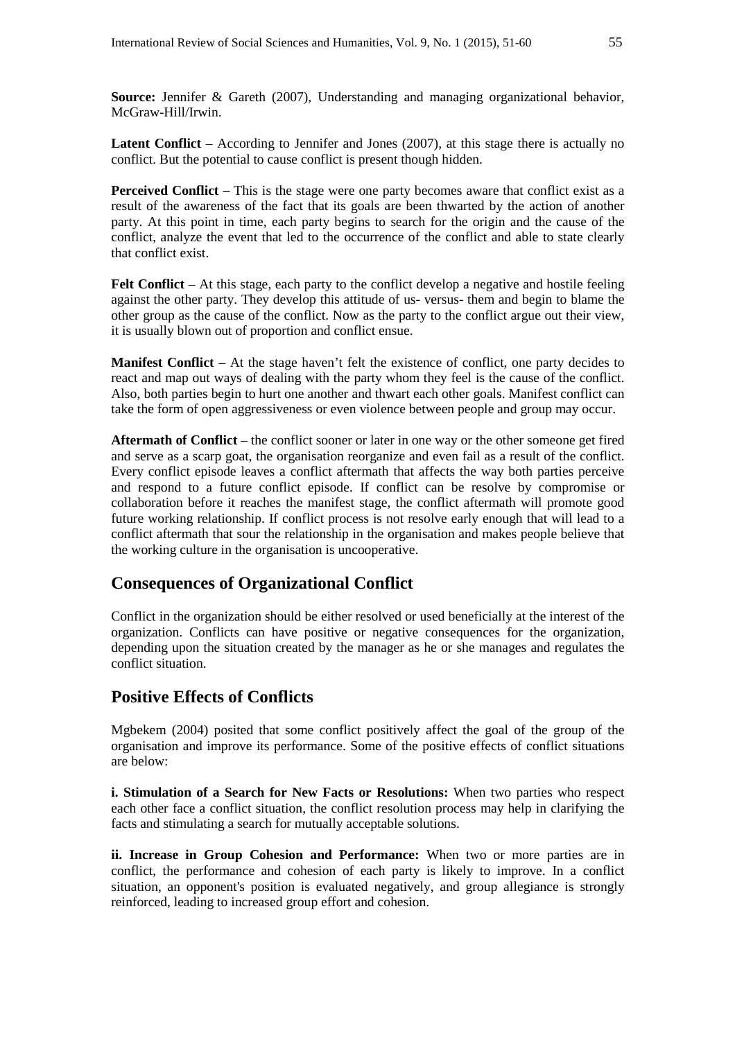**Source:** Jennifer & Gareth (2007), Understanding and managing organizational behavior, McGraw-Hill/Irwin.

**Latent Conflict** – According to Jennifer and Jones (2007), at this stage there is actually no conflict. But the potential to cause conflict is present though hidden.

**Perceived Conflict** – This is the stage were one party becomes aware that conflict exist as a result of the awareness of the fact that its goals are been thwarted by the action of another party. At this point in time, each party begins to search for the origin and the cause of the conflict, analyze the event that led to the occurrence of the conflict and able to state clearly that conflict exist.

**Felt Conflict** – At this stage, each party to the conflict develop a negative and hostile feeling against the other party. They develop this attitude of us- versus- them and begin to blame the other group as the cause of the conflict. Now as the party to the conflict argue out their view, it is usually blown out of proportion and conflict ensue.

**Manifest Conflict** – At the stage haven't felt the existence of conflict, one party decides to react and map out ways of dealing with the party whom they feel is the cause of the conflict. Also, both parties begin to hurt one another and thwart each other goals. Manifest conflict can take the form of open aggressiveness or even violence between people and group may occur.

**Aftermath of Conflict** – the conflict sooner or later in one way or the other someone get fired and serve as a scarp goat, the organisation reorganize and even fail as a result of the conflict. Every conflict episode leaves a conflict aftermath that affects the way both parties perceive and respond to a future conflict episode. If conflict can be resolve by compromise or collaboration before it reaches the manifest stage, the conflict aftermath will promote good future working relationship. If conflict process is not resolve early enough that will lead to a conflict aftermath that sour the relationship in the organisation and makes people believe that the working culture in the organisation is uncooperative.

## Consequences of Organizational Conflict

Conflict in the organization should be either resolved or used beneficially at the interest of the organization. Conflicts can have positive or negative consequences for the organization, depending upon the situation created by the manager as he or she manages and regulates the conflict situation.

## Positive Effects of Conflicts

Mgbekem (2004) posited that some conflict positively affect the goal of the group of the organisation and improve its performance. Some of the positive effects of conflict situations are below:

**i. Stimulation of a Search for New Facts or Resolutions:** When two parties who respect each other face a conflict situation, the conflict resolution process may help in clarifying the facts and stimulating a search for mutually acceptable solutions.

**ii. Increase in Group Cohesion and Performance:** When two or more parties are in conflict, the performance and cohesion of each party is likely to improve. In a conflict situation, an opponent's position is evaluated negatively, and group allegiance is strongly reinforced, leading to increased group effort and cohesion.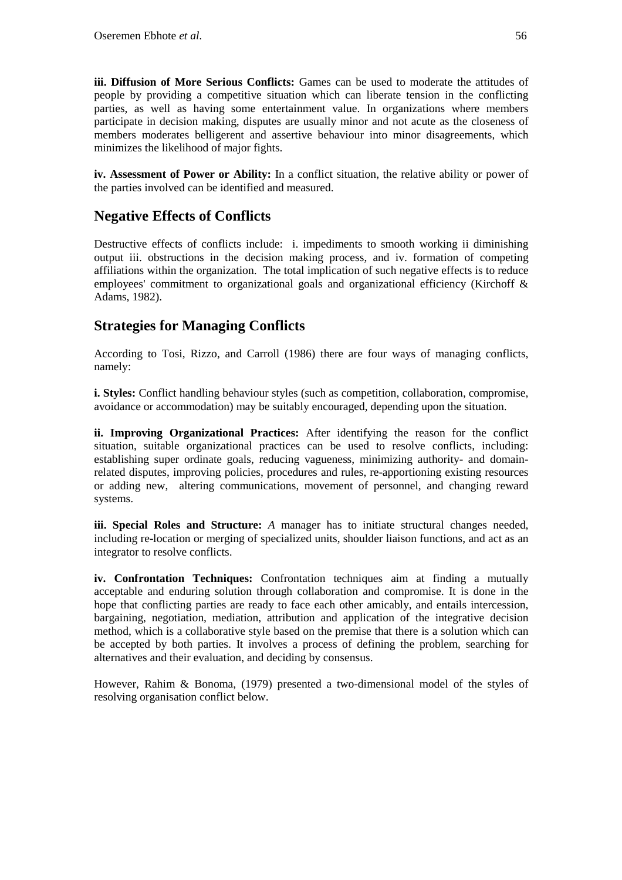**iii. Diffusion of More Serious Conflicts:** Games can be used to moderate the attitudes of people by providing a competitive situation which can liberate tension in the conflicting parties, as well as having some entertainment value. In organizations where members participate in decision making, disputes are usually minor and not acute as the closeness of members moderates belligerent and assertive behaviour into minor disagreements, which minimizes the likelihood of major fights.

**iv. Assessment of Power or Ability:** In a conflict situation, the relative ability or power of the parties involved can be identified and measured.

## Negative Effects of Conflicts

Destructive effects of conflicts include: i. impediments to smooth working ii diminishing output iii. obstructions in the decision making process, and iv. formation of competing affiliations within the organization. The total implication of such negative effects is to reduce employees' commitment to organizational goals and organizational efficiency (Kirchoff & Adams, 1982).

## Strategies for Managing Conflicts

According to Tosi, Rizzo, and Carroll (1986) there are four ways of managing conflicts, namely:

**i. Styles:** Conflict handling behaviour styles (such as competition, collaboration, compromise, avoidance or accommodation) may be suitably encouraged, depending upon the situation.

**ii. Improving Organizational Practices:** After identifying the reason for the conflict situation, suitable organizational practices can be used to resolve conflicts, including: establishing super ordinate goals, reducing vagueness, minimizing authority- and domain-related disputes, improving policies, procedures and rules, re-apportioning existing resources or adding new, altering communications, movement of personnel, and changing reward systems.

**iii. Special Roles and Structure:** *A* manager has to initiate structural changes needed, including re-location or merging of specialized units, shoulder liaison functions, and act as an integrator to resolve conflicts.

**iv. Confrontation Techniques:** Confrontation techniques aim at finding a mutually acceptable and enduring solution through collaboration and compromise. It is done in the hope that conflicting parties are ready to face each other amicably, and entails intercession, bargaining, negotiation, mediation, attribution and application of the integrative decision method, which is a collaborative style based on the premise that there is a solution which can be accepted by both parties. It involves a process of defining the problem, searching for alternatives and their evaluation, and deciding by consensus.

However, Rahim & Bonoma, (1979) presented a two-dimensional model of the styles of resolving organisation conflict below.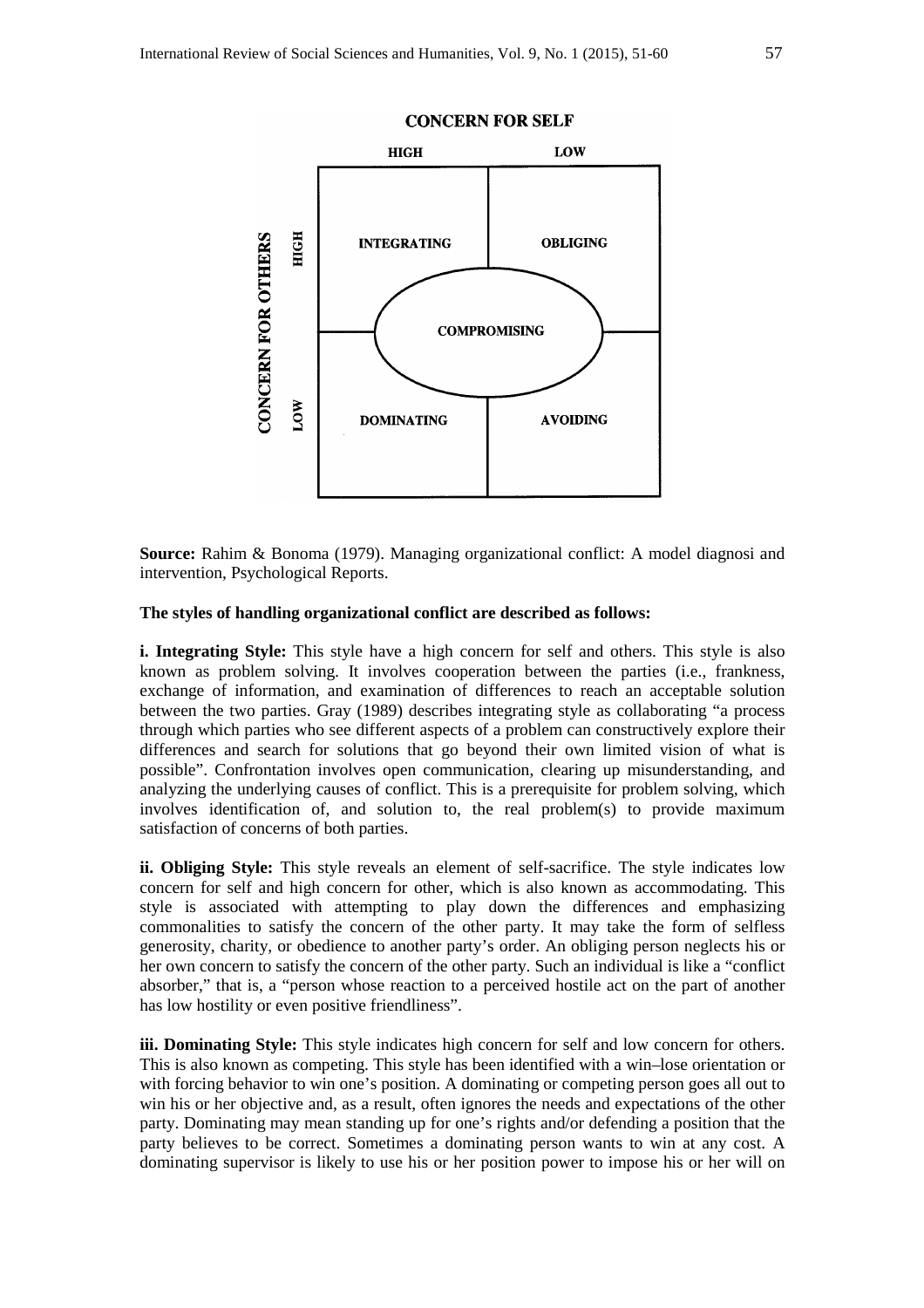**CONCERN FOR SELF**

| CONCERN FOR OTHERS | HIGH (Concern for Self) | LOW (Concern for Self) |
|---|---|---|
| HIGH | INTEGRATING | OBLIGING |
| | COMPROMISING | |
| LOW | DOMINATING | AVOIDING |

**Source:** Rahim & Bonoma (1979). Managing organizational conflict: A model diagnosi and intervention, Psychological Reports.

**The styles of handling organizational conflict are described as follows:**

**i. Integrating Style:** This style have a high concern for self and others. This style is also known as problem solving. It involves cooperation between the parties (i.e., frankness, exchange of information, and examination of differences to reach an acceptable solution between the two parties. Gray (1989) describes integrating style as collaborating "a process through which parties who see different aspects of a problem can constructively explore their differences and search for solutions that go beyond their own limited vision of what is possible". Confrontation involves open communication, clearing up misunderstanding, and analyzing the underlying causes of conflict. This is a prerequisite for problem solving, which involves identification of, and solution to, the real problem(s) to provide maximum satisfaction of concerns of both parties.

**ii. Obliging Style:** This style reveals an element of self-sacrifice. The style indicates low concern for self and high concern for other, which is also known as accommodating. This style is associated with attempting to play down the differences and emphasizing commonalities to satisfy the concern of the other party. It may take the form of selfless generosity, charity, or obedience to another party's order. An obliging person neglects his or her own concern to satisfy the concern of the other party. Such an individual is like a "conflict absorber," that is, a "person whose reaction to a perceived hostile act on the part of another has low hostility or even positive friendliness".

**iii. Dominating Style:** This style indicates high concern for self and low concern for others. This is also known as competing. This style has been identified with a win–lose orientation or with forcing behavior to win one's position. A dominating or competing person goes all out to win his or her objective and, as a result, often ignores the needs and expectations of the other party. Dominating may mean standing up for one's rights and/or defending a position that the party believes to be correct. Sometimes a dominating person wants to win at any cost. A dominating supervisor is likely to use his or her position power to impose his or her will on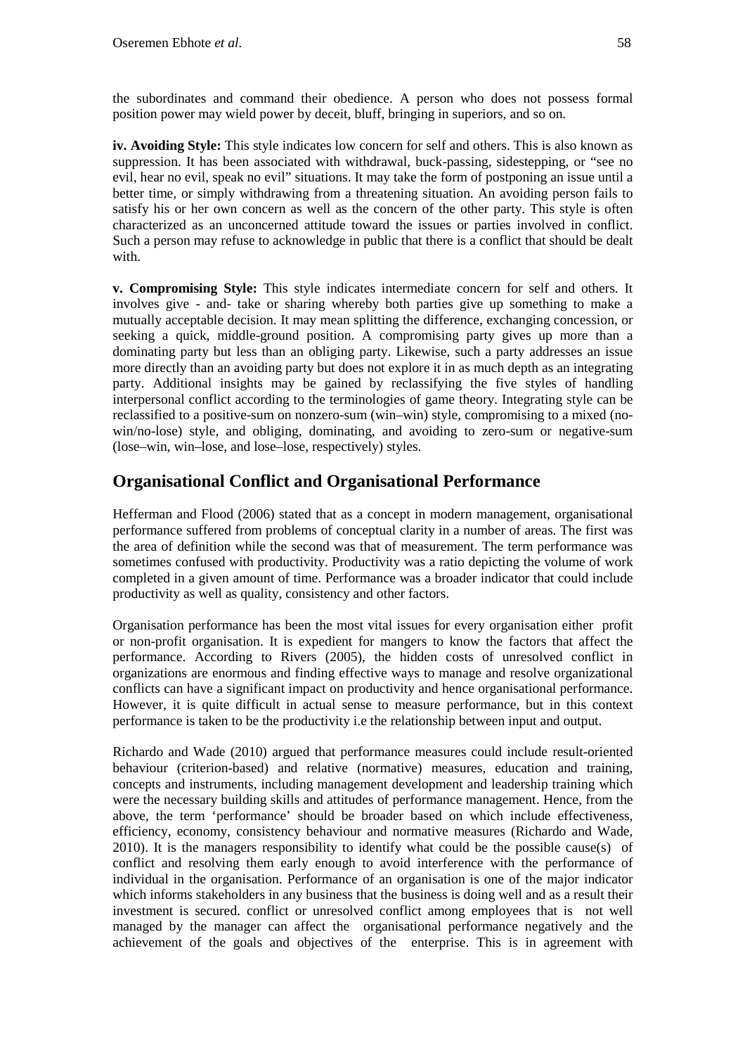the subordinates and command their obedience. A person who does not possess formal position power may wield power by deceit, bluff, bringing in superiors, and so on.

**iv. Avoiding Style:** This style indicates low concern for self and others. This is also known as suppression. It has been associated with withdrawal, buck-passing, sidestepping, or "see no evil, hear no evil, speak no evil" situations. It may take the form of postponing an issue until a better time, or simply withdrawing from a threatening situation. An avoiding person fails to satisfy his or her own concern as well as the concern of the other party. This style is often characterized as an unconcerned attitude toward the issues or parties involved in conflict. Such a person may refuse to acknowledge in public that there is a conflict that should be dealt with.

**v. Compromising Style:** This style indicates intermediate concern for self and others. It involves give - and- take or sharing whereby both parties give up something to make a mutually acceptable decision. It may mean splitting the difference, exchanging concession, or seeking a quick, middle-ground position. A compromising party gives up more than a dominating party but less than an obliging party. Likewise, such a party addresses an issue more directly than an avoiding party but does not explore it in as much depth as an integrating party. Additional insights may be gained by reclassifying the five styles of handling interpersonal conflict according to the terminologies of game theory. Integrating style can be reclassified to a positive-sum on nonzero-sum (win–win) style, compromising to a mixed (no-win/no-lose) style, and obliging, dominating, and avoiding to zero-sum or negative-sum (lose–win, win–lose, and lose–lose, respectively) styles.

## Organisational Conflict and Organisational Performance

Hefferman and Flood (2006) stated that as a concept in modern management, organisational performance suffered from problems of conceptual clarity in a number of areas. The first was the area of definition while the second was that of measurement. The term performance was sometimes confused with productivity. Productivity was a ratio depicting the volume of work completed in a given amount of time. Performance was a broader indicator that could include productivity as well as quality, consistency and other factors.

Organisation performance has been the most vital issues for every organisation either profit or non-profit organisation. It is expedient for mangers to know the factors that affect the performance. According to Rivers (2005), the hidden costs of unresolved conflict in organizations are enormous and finding effective ways to manage and resolve organizational conflicts can have a significant impact on productivity and hence organisational performance. However, it is quite difficult in actual sense to measure performance, but in this context performance is taken to be the productivity i.e the relationship between input and output.

Richardo and Wade (2010) argued that performance measures could include result-oriented behaviour (criterion-based) and relative (normative) measures, education and training, concepts and instruments, including management development and leadership training which were the necessary building skills and attitudes of performance management. Hence, from the above, the term 'performance' should be broader based on which include effectiveness, efficiency, economy, consistency behaviour and normative measures (Richardo and Wade, 2010). It is the managers responsibility to identify what could be the possible cause(s) of conflict and resolving them early enough to avoid interference with the performance of individual in the organisation. Performance of an organisation is one of the major indicator which informs stakeholders in any business that the business is doing well and as a result their investment is secured. conflict or unresolved conflict among employees that is not well managed by the manager can affect the organisational performance negatively and the achievement of the goals and objectives of the enterprise. This is in agreement with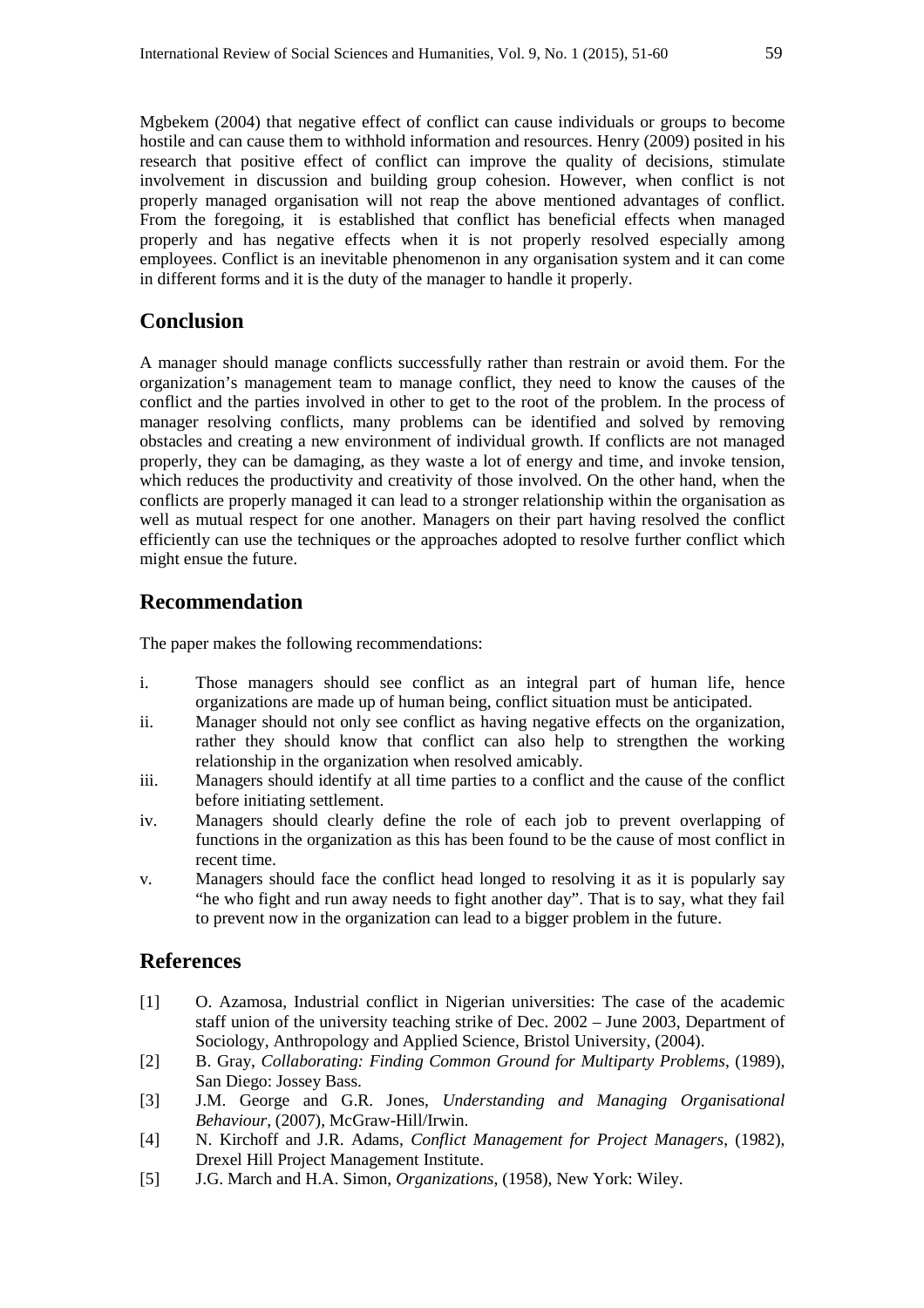Mgbekem (2004) that negative effect of conflict can cause individuals or groups to become hostile and can cause them to withhold information and resources. Henry (2009) posited in his research that positive effect of conflict can improve the quality of decisions, stimulate involvement in discussion and building group cohesion. However, when conflict is not properly managed organisation will not reap the above mentioned advantages of conflict. From the foregoing, it is established that conflict has beneficial effects when managed properly and has negative effects when it is not properly resolved especially among employees. Conflict is an inevitable phenomenon in any organisation system and it can come in different forms and it is the duty of the manager to handle it properly.

## Conclusion

A manager should manage conflicts successfully rather than restrain or avoid them. For the organization's management team to manage conflict, they need to know the causes of the conflict and the parties involved in other to get to the root of the problem. In the process of manager resolving conflicts, many problems can be identified and solved by removing obstacles and creating a new environment of individual growth. If conflicts are not managed properly, they can be damaging, as they waste a lot of energy and time, and invoke tension, which reduces the productivity and creativity of those involved. On the other hand, when the conflicts are properly managed it can lead to a stronger relationship within the organisation as well as mutual respect for one another. Managers on their part having resolved the conflict efficiently can use the techniques or the approaches adopted to resolve further conflict which might ensue the future.

## Recommendation

The paper makes the following recommendations:

i. Those managers should see conflict as an integral part of human life, hence organizations are made up of human being, conflict situation must be anticipated.

ii. Manager should not only see conflict as having negative effects on the organization, rather they should know that conflict can also help to strengthen the working relationship in the organization when resolved amicably.

iii. Managers should identify at all time parties to a conflict and the cause of the conflict before initiating settlement.

iv. Managers should clearly define the role of each job to prevent overlapping of functions in the organization as this has been found to be the cause of most conflict in recent time.

v. Managers should face the conflict head longed to resolving it as it is popularly say "he who fight and run away needs to fight another day". That is to say, what they fail to prevent now in the organization can lead to a bigger problem in the future.

## References

[1] O. Azamosa, Industrial conflict in Nigerian universities: The case of the academic staff union of the university teaching strike of Dec. 2002 – June 2003, Department of Sociology, Anthropology and Applied Science, Bristol University, (2004).

[2] B. Gray, *Collaborating: Finding Common Ground for Multiparty Problems*, (1989), San Diego: Jossey Bass.

[3] J.M. George and G.R. Jones, *Understanding and Managing Organisational Behaviour*, (2007), McGraw-Hill/Irwin.

[4] N. Kirchoff and J.R. Adams, *Conflict Management for Project Managers*, (1982), Drexel Hill Project Management Institute.

[5] J.G. March and H.A. Simon, *Organizations*, (1958), New York: Wiley.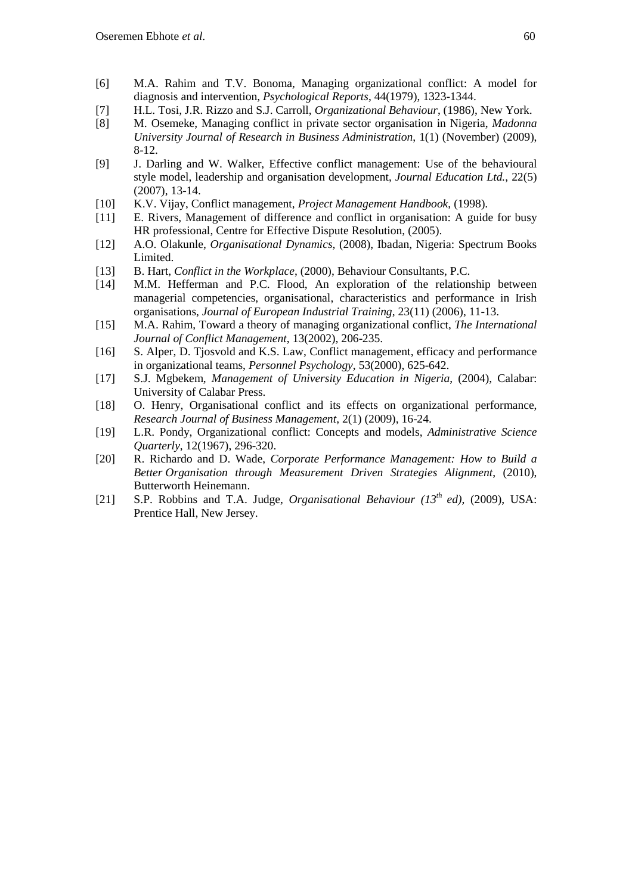[6] M.A. Rahim and T.V. Bonoma, Managing organizational conflict: A model for diagnosis and intervention, *Psychological Reports*, 44(1979), 1323-1344.

[7] H.L. Tosi, J.R. Rizzo and S.J. Carroll, *Organizational Behaviour*, (1986), New York.

[8] M. Osemeke, Managing conflict in private sector organisation in Nigeria, *Madonna University Journal of Research in Business Administration*, 1(1) (November) (2009), 8-12.

[9] J. Darling and W. Walker, Effective conflict management: Use of the behavioural style model, leadership and organisation development, *Journal Education Ltd.*, 22(5) (2007), 13-14.

[10] K.V. Vijay, Conflict management, *Project Management Handbook*, (1998).

[11] E. Rivers, Management of difference and conflict in organisation: A guide for busy HR professional, Centre for Effective Dispute Resolution, (2005).

[12] A.O. Olakunle, *Organisational Dynamics*, (2008), Ibadan, Nigeria: Spectrum Books Limited.

[13] B. Hart, *Conflict in the Workplace*, (2000), Behaviour Consultants, P.C.

[14] M.M. Hefferman and P.C. Flood, An exploration of the relationship between managerial competencies, organisational, characteristics and performance in Irish organisations, *Journal of European Industrial Training*, 23(11) (2006), 11-13.

[15] M.A. Rahim, Toward a theory of managing organizational conflict, *The International Journal of Conflict Management*, 13(2002), 206-235.

[16] S. Alper, D. Tjosvold and K.S. Law, Conflict management, efficacy and performance in organizational teams, *Personnel Psychology*, 53(2000), 625-642.

[17] S.J. Mgbekem, *Management of University Education in Nigeria*, (2004), Calabar: University of Calabar Press.

[18] O. Henry, Organisational conflict and its effects on organizational performance, *Research Journal of Business Management*, 2(1) (2009), 16-24.

[19] L.R. Pondy, Organizational conflict: Concepts and models, *Administrative Science Quarterly*, 12(1967), 296-320.

[20] R. Richardo and D. Wade, *Corporate Performance Management: How to Build a Better Organisation through Measurement Driven Strategies Alignment*, (2010), Butterworth Heinemann.

[21] S.P. Robbins and T.A. Judge, *Organisational Behaviour (13th ed)*, (2009), USA: Prentice Hall, New Jersey.